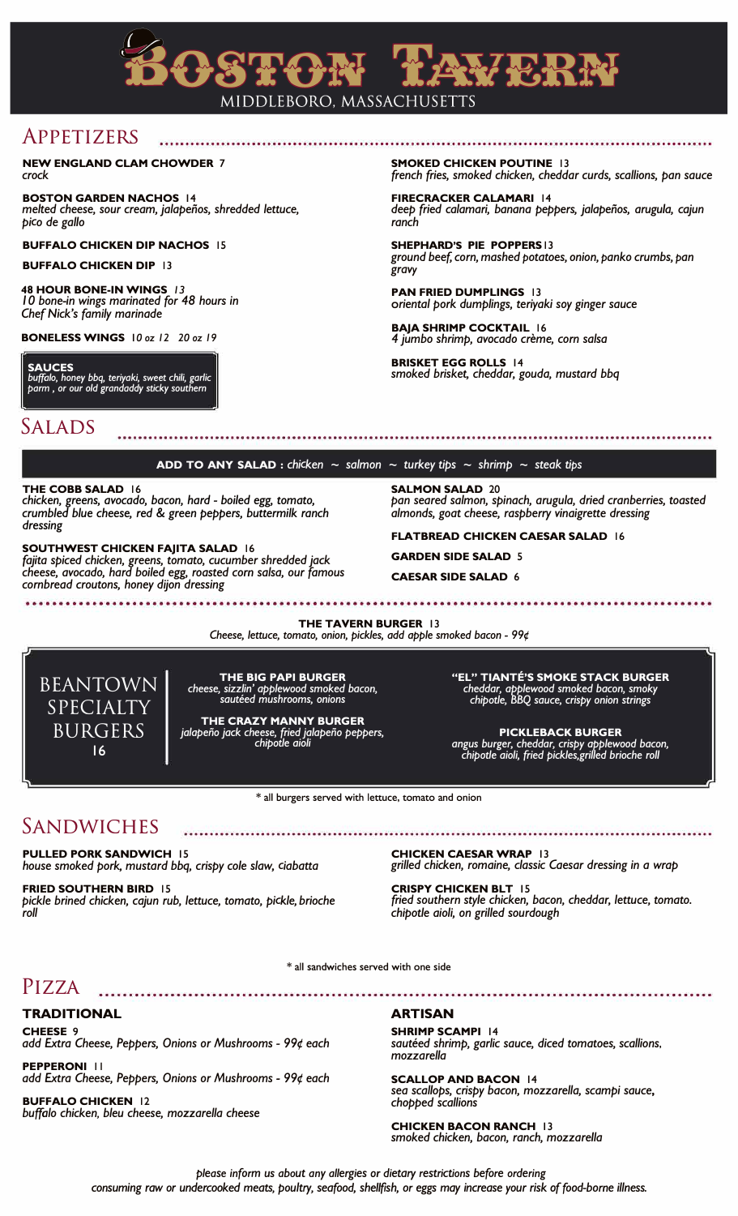# Boston Tavern

MIDDLEBORO, MASSACHUSETTS

## Appetizers

**NEW ENGLAND CLAM CHOWDER** 7
*crock*

**BOSTON GARDEN NACHOS** 14
*melted cheese, sour cream, jalapeños, shredded lettuce, pico de gallo*

**BUFFALO CHICKEN DIP NACHOS** 15

**BUFFALO CHICKEN DIP** 13

**48 HOUR BONE-IN WINGS** *13*
*10 bone-in wings marinated for 48 hours in Chef Nick's family marinade*

**BONELESS WINGS** *10 oz 12 20 oz 19*

**SAUCES**
*buffalo, honey bbq, teriyaki, sweet chili, garlic parm , or our old grandaddy sticky southern*

**SMOKED CHICKEN POUTINE** 13
*french fries, smoked chicken, cheddar curds, scallions, pan sauce*

**FIRECRACKER CALAMARI** 14
*deep fried calamari, banana peppers, jalapeños, arugula, cajun ranch*

**SHEPHARD'S PIE POPPERS** 13
*ground beef, corn, mashed potatoes, onion, panko crumbs, pan gravy*

**PAN FRIED DUMPLINGS** 13
*oriental pork dumplings, teriyaki soy ginger sauce*

**BAJA SHRIMP COCKTAIL** 16
*4 jumbo shrimp, avocado crème, corn salsa*

**BRISKET EGG ROLLS** 14
*smoked brisket, cheddar, gouda, mustard bbq*

## Salads

**ADD TO ANY SALAD :** *chicken ~ salmon ~ turkey tips ~ shrimp ~ steak tips*

**THE COBB SALAD** 16
*chicken, greens, avocado, bacon, hard - boiled egg, tomato, crumbled blue cheese, red & green peppers, buttermilk ranch dressing*

**SOUTHWEST CHICKEN FAJITA SALAD** 16
*fajita spiced chicken, greens, tomato, cucumber shredded jack cheese, avocado, hard boiled egg, roasted corn salsa, our famous cornbread croutons, honey dijon dressing*

**SALMON SALAD** 20
*pan seared salmon, spinach, arugula, dried cranberries, toasted almonds, goat cheese, raspberry vinaigrette dressing*

**FLATBREAD CHICKEN CAESAR SALAD** 16

**GARDEN SIDE SALAD** 5

**CAESAR SIDE SALAD** 6

**THE TAVERN BURGER** 13
*Cheese, lettuce, tomato, onion, pickles, add apple smoked bacon - 99¢*

## Beantown Specialty Burgers 16

**THE BIG PAPI BURGER**
*cheese, sizzlin' applewood smoked bacon, sautéed mushrooms, onions*

**THE CRAZY MANNY BURGER**
*jalapeño jack cheese, fried jalapeño peppers, chipotle aioli*

**"EL" TIANTÉ'S SMOKE STACK BURGER**
*cheddar, applewood smoked bacon, smoky chipotle, BBQ sauce, crispy onion strings*

**PICKLEBACK BURGER**
*angus burger, cheddar, crispy applewood bacon, chipotle aioli, fried pickles,grilled brioche roll*

* all burgers served with lettuce, tomato and onion

## Sandwiches

**PULLED PORK SANDWICH** 15
*house smoked pork, mustard bbq, crispy cole slaw, ciabatta*

**FRIED SOUTHERN BIRD** 15
*pickle brined chicken, cajun rub, lettuce, tomato, pickle, brioche roll*

**CHICKEN CAESAR WRAP** 13
*grilled chicken, romaine, classic Caesar dressing in a wrap*

**CRISPY CHICKEN BLT** 15
*fried southern style chicken, bacon, cheddar, lettuce, tomato. chipotle aioli, on grilled sourdough*

* all sandwiches served with one side

## Pizza

### TRADITIONAL

**CHEESE** 9
*add Extra Cheese, Peppers, Onions or Mushrooms - 99¢ each*

**PEPPERONI** 11
*add Extra Cheese, Peppers, Onions or Mushrooms - 99¢ each*

**BUFFALO CHICKEN** 12
*buffalo chicken, bleu cheese, mozzarella cheese*

### ARTISAN

**SHRIMP SCAMPI** 14
*sautéed shrimp, garlic sauce, diced tomatoes, scallions, mozzarella*

**SCALLOP AND BACON** 14
*sea scallops, crispy bacon, mozzarella, scampi sauce, chopped scallions*

**CHICKEN BACON RANCH** 13
*smoked chicken, bacon, ranch, mozzarella*

*please inform us about any allergies or dietary restrictions before ordering*
*consuming raw or undercooked meats, poultry, seafood, shellfish, or eggs may increase your risk of food-borne illness.*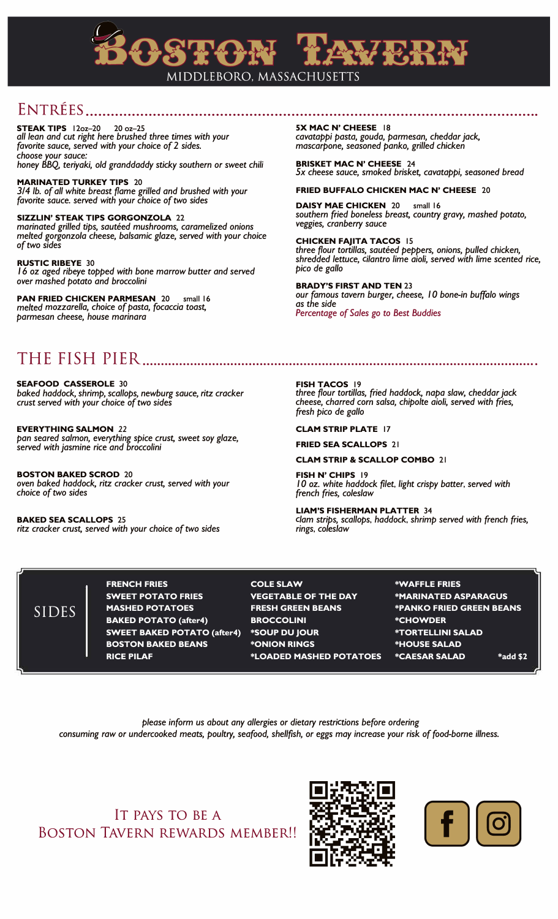# Boston Tavern

MIDDLEBORO, MASSACHUSETTS

## Entrées

**STEAK TIPS** 12oz–20 20 oz–25
*all lean and cut right here brushed three times with your favorite sauce, served with your choice of 2 sides.*
*choose your sauce:*
*honey BBQ, teriyaki, old granddaddy sticky southern or sweet chili*

**MARINATED TURKEY TIPS** 20
*3/4 lb. of all white breast flame grilled and brushed with your favorite sauce. served with your choice of two sides*

**SIZZLIN' STEAK TIPS GORGONZOLA** 22
*marinated grilled tips, sautéed mushrooms, caramelized onions melted gorgonzola cheese, balsamic glaze, served with your choice of two sides*

**RUSTIC RIBEYE** 30
*16 oz aged ribeye topped with bone marrow butter and served over mashed potato and broccolini*

**PAN FRIED CHICKEN PARMESAN** 20 small 16
*melted mozzarella, choice of pasta, focaccia toast, parmesan cheese, house marinara*

**5X MAC N' CHEESE** 18
*cavatappi pasta, gouda, parmesan, cheddar jack, mascarpone, seasoned panko, grilled chicken*

**BRISKET MAC N' CHEESE** 24
*5x cheese sauce, smoked brisket, cavatappi, seasoned bread*

**FRIED BUFFALO CHICKEN MAC N' CHEESE** 20

**DAISY MAE CHICKEN** 20 small 16
*southern fried boneless breast, country gravy, mashed potato, veggies, cranberry sauce*

**CHICKEN FAJITA TACOS** 15
*three flour tortillas, sautéed peppers, onions, pulled chicken, shredded lettuce, cilantro lime aioli, served with lime scented rice, pico de gallo*

**BRADY'S FIRST AND TEN** 23
*our famous tavern burger, cheese, 10 bone-in buffalo wings as the side*
*Percentage of Sales go to Best Buddies*

## THE FISH PIER

**SEAFOOD CASSEROLE** 30
*baked haddock, shrimp, scallops, newburg sauce, ritz cracker crust served with your choice of two sides*

**EVERYTHING SALMON** 22
*pan seared salmon, everything spice crust, sweet soy glaze, served with jasmine rice and broccolini*

**BOSTON BAKED SCROD** 20
*oven baked haddock, ritz cracker crust, served with your choice of two sides*

**BAKED SEA SCALLOPS** 25
*ritz cracker crust, served with your choice of two sides*

**FISH TACOS** 19
*three flour tortillas, fried haddock, napa slaw, cheddar jack cheese, charred corn salsa, chipolte aioli, served with fries, fresh pico de gallo*

**CLAM STRIP PLATE** 17

**FRIED SEA SCALLOPS** 21

**CLAM STRIP & SCALLOP COMBO** 21

**FISH N' CHIPS** 19
*10 oz. white haddock filet, light crispy batter, served with french fries, coleslaw*

**LIAM'S FISHERMAN PLATTER** 34
*clam strips, scallops, haddock, shrimp served with french fries, rings, coleslaw*

## SIDES

- FRENCH FRIES
- SWEET POTATO FRIES
- MASHED POTATOES
- BAKED POTATO (after4)
- SWEET BAKED POTATO (after4)
- BOSTON BAKED BEANS
- RICE PILAF
- COLE SLAW
- VEGETABLE OF THE DAY
- FRESH GREEN BEANS
- BROCCOLINI
- *SOUP DU JOUR
- *ONION RINGS
- *LOADED MASHED POTATOES
- *WAFFLE FRIES
- *MARINATED ASPARAGUS
- *PANKO FRIED GREEN BEANS
- *CHOWDER
- *TORTELLINI SALAD
- *HOUSE SALAD
- *CAESAR SALAD

*add $2

*please inform us about any allergies or dietary restrictions before ordering*
*consuming raw or undercooked meats, poultry, seafood, shellfish, or eggs may increase your risk of food-borne illness.*

It pays to be a Boston Tavern rewards member!!